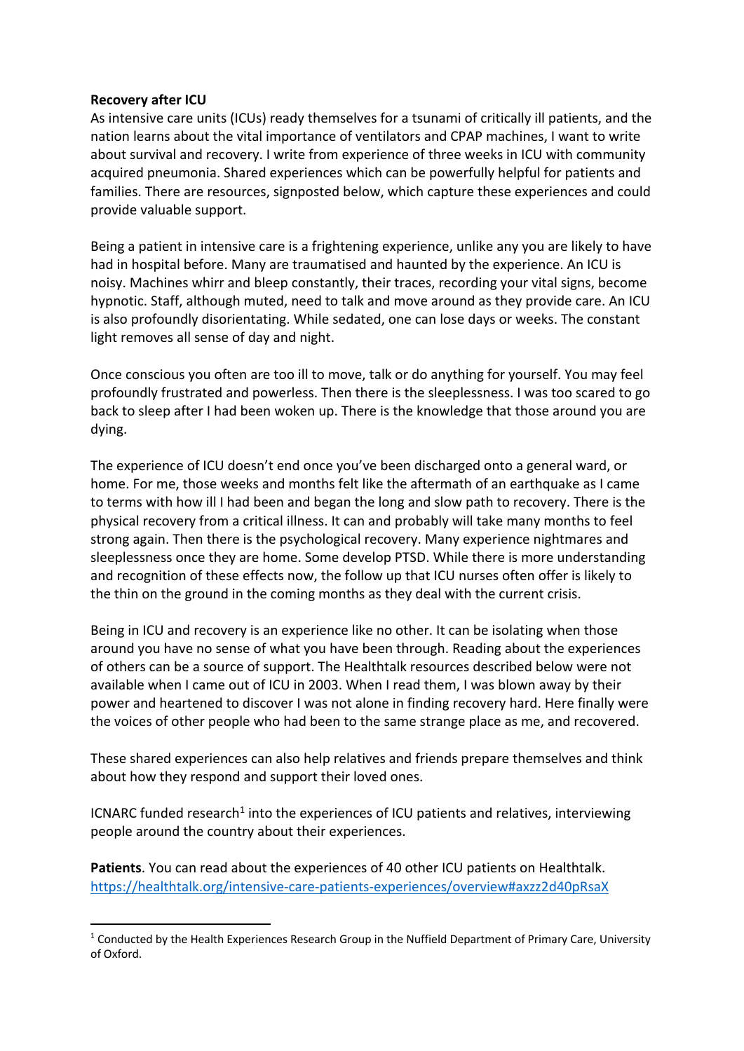**Recovery after ICU**

As intensive care units (ICUs) ready themselves for a tsunami of critically ill patients, and the nation learns about the vital importance of ventilators and CPAP machines, I want to write about survival and recovery. I write from experience of three weeks in ICU with community acquired pneumonia. Shared experiences which can be powerfully helpful for patients and families. There are resources, signposted below, which capture these experiences and could provide valuable support.

Being a patient in intensive care is a frightening experience, unlike any you are likely to have had in hospital before. Many are traumatised and haunted by the experience. An ICU is noisy. Machines whirr and bleep constantly, their traces, recording your vital signs, become hypnotic. Staff, although muted, need to talk and move around as they provide care. An ICU is also profoundly disorientating. While sedated, one can lose days or weeks. The constant light removes all sense of day and night.

Once conscious you often are too ill to move, talk or do anything for yourself. You may feel profoundly frustrated and powerless. Then there is the sleeplessness. I was too scared to go back to sleep after I had been woken up. There is the knowledge that those around you are dying.

The experience of ICU doesn't end once you've been discharged onto a general ward, or home. For me, those weeks and months felt like the aftermath of an earthquake as I came to terms with how ill I had been and began the long and slow path to recovery. There is the physical recovery from a critical illness. It can and probably will take many months to feel strong again. Then there is the psychological recovery. Many experience nightmares and sleeplessness once they are home. Some develop PTSD. While there is more understanding and recognition of these effects now, the follow up that ICU nurses often offer is likely to the thin on the ground in the coming months as they deal with the current crisis.

Being in ICU and recovery is an experience like no other. It can be isolating when those around you have no sense of what you have been through. Reading about the experiences of others can be a source of support. The Healthtalk resources described below were not available when I came out of ICU in 2003. When I read them, I was blown away by their power and heartened to discover I was not alone in finding recovery hard. Here finally were the voices of other people who had been to the same strange place as me, and recovered.

These shared experiences can also help relatives and friends prepare themselves and think about how they respond and support their loved ones.

ICNARC funded research[1] into the experiences of ICU patients and relatives, interviewing people around the country about their experiences.

**Patients**. You can read about the experiences of 40 other ICU patients on Healthtalk. https://healthtalk.org/intensive-care-patients-experiences/overview#axzz2d40pRsaX

---

[1] Conducted by the Health Experiences Research Group in the Nuffield Department of Primary Care, University of Oxford.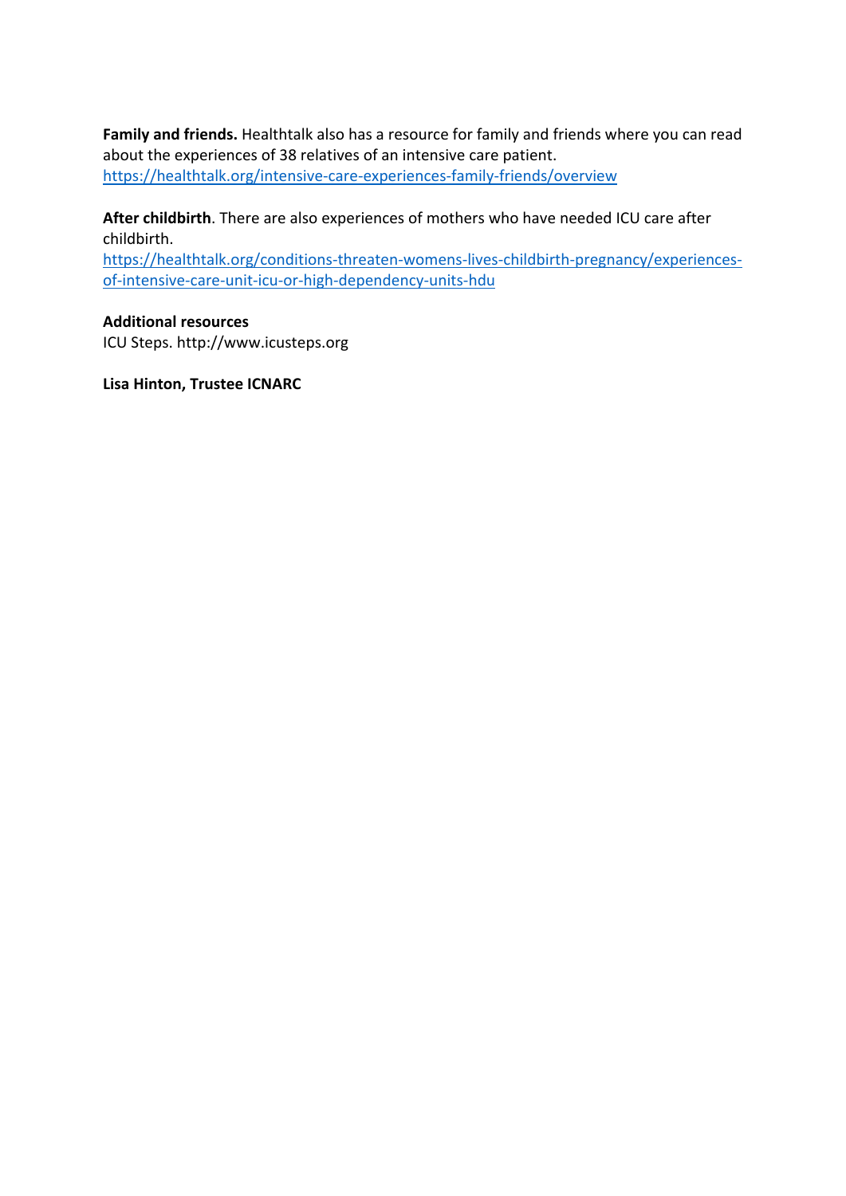**Family and friends.** Healthtalk also has a resource for family and friends where you can read about the experiences of 38 relatives of an intensive care patient. https://healthtalk.org/intensive-care-experiences-family-friends/overview

**After childbirth**. There are also experiences of mothers who have needed ICU care after childbirth. https://healthtalk.org/conditions-threaten-womens-lives-childbirth-pregnancy/experiences-of-intensive-care-unit-icu-or-high-dependency-units-hdu

**Additional resources**

ICU Steps. http://www.icusteps.org

**Lisa Hinton, Trustee ICNARC**